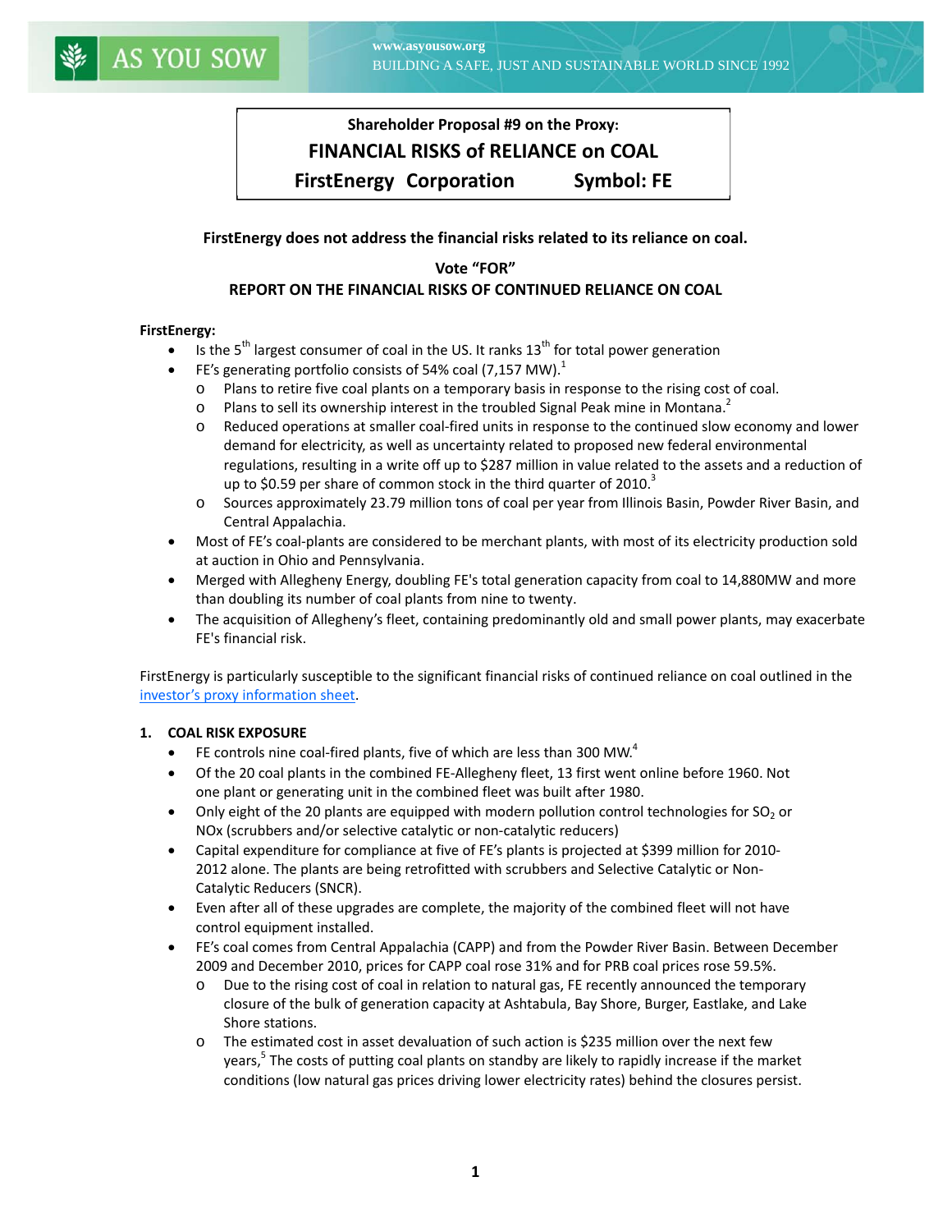AS YOU SOW

www.asyousow.org
BUILDING A SAFE, JUST AND SUSTAINABLE WORLD SINCE 1992

**Shareholder Proposal #9 on the Proxy:**

**FINANCIAL RISKS of RELIANCE on COAL**

**FirstEnergy Corporation Symbol: FE**

**FirstEnergy does not address the financial risks related to its reliance on coal.**

**Vote "FOR"**

**REPORT ON THE FINANCIAL RISKS OF CONTINUED RELIANCE ON COAL**

**FirstEnergy:**

- Is the 5th largest consumer of coal in the US. It ranks 13th for total power generation
- FE's generating portfolio consists of 54% coal (7,157 MW).[1]
  - Plans to retire five coal plants on a temporary basis in response to the rising cost of coal.
  - Plans to sell its ownership interest in the troubled Signal Peak mine in Montana.[2]
  - Reduced operations at smaller coal-fired units in response to the continued slow economy and lower demand for electricity, as well as uncertainty related to proposed new federal environmental regulations, resulting in a write off up to $287 million in value related to the assets and a reduction of up to $0.59 per share of common stock in the third quarter of 2010.[3]
  - Sources approximately 23.79 million tons of coal per year from Illinois Basin, Powder River Basin, and Central Appalachia.
- Most of FE's coal-plants are considered to be merchant plants, with most of its electricity production sold at auction in Ohio and Pennsylvania.
- Merged with Allegheny Energy, doubling FE's total generation capacity from coal to 14,880MW and more than doubling its number of coal plants from nine to twenty.
- The acquisition of Allegheny's fleet, containing predominantly old and small power plants, may exacerbate FE's financial risk.

FirstEnergy is particularly susceptible to the significant financial risks of continued reliance on coal outlined in the investor's proxy information sheet.

## 1. COAL RISK EXPOSURE

- FE controls nine coal-fired plants, five of which are less than 300 MW.[4]
- Of the 20 coal plants in the combined FE-Allegheny fleet, 13 first went online before 1960. Not one plant or generating unit in the combined fleet was built after 1980.
- Only eight of the 20 plants are equipped with modern pollution control technologies for $SO_2$ or NOx (scrubbers and/or selective catalytic or non-catalytic reducers)
- Capital expenditure for compliance at five of FE's plants is projected at $399 million for 2010-2012 alone. The plants are being retrofitted with scrubbers and Selective Catalytic or Non-Catalytic Reducers (SNCR).
- Even after all of these upgrades are complete, the majority of the combined fleet will not have control equipment installed.
- FE's coal comes from Central Appalachia (CAPP) and from the Powder River Basin. Between December 2009 and December 2010, prices for CAPP coal rose 31% and for PRB coal prices rose 59.5%.
  - Due to the rising cost of coal in relation to natural gas, FE recently announced the temporary closure of the bulk of generation capacity at Ashtabula, Bay Shore, Burger, Eastlake, and Lake Shore stations.
  - The estimated cost in asset devaluation of such action is $235 million over the next few years,[5] The costs of putting coal plants on standby are likely to rapidly increase if the market conditions (low natural gas prices driving lower electricity rates) behind the closures persist.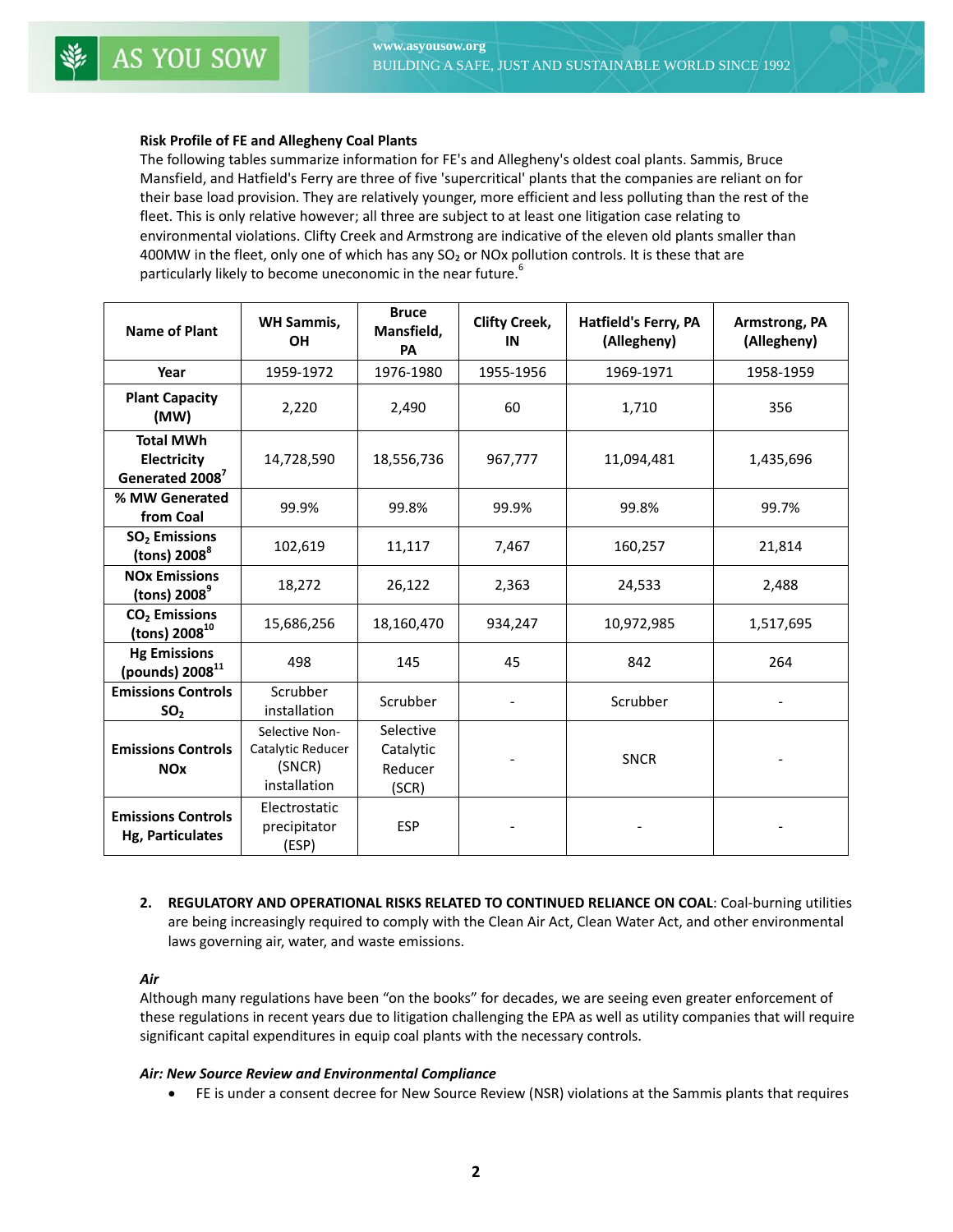**Risk Profile of FE and Allegheny Coal Plants**

The following tables summarize information for FE's and Allegheny's oldest coal plants. Sammis, Bruce Mansfield, and Hatfield's Ferry are three of five 'supercritical' plants that the companies are reliant on for their base load provision. They are relatively younger, more efficient and less polluting than the rest of the fleet. This is only relative however; all three are subject to at least one litigation case relating to environmental violations. Clifty Creek and Armstrong are indicative of the eleven old plants smaller than 400MW in the fleet, only one of which has any $SO_2$ or NOx pollution controls. It is these that are particularly likely to become uneconomic in the near future.[6]

| Name of Plant | WH Sammis, OH | Bruce Mansfield, PA | Clifty Creek, IN | Hatfield's Ferry, PA (Allegheny) | Armstrong, PA (Allegheny) |
|---|---|---|---|---|---|
| Year | 1959-1972 | 1976-1980 | 1955-1956 | 1969-1971 | 1958-1959 |
| Plant Capacity (MW) | 2,220 | 2,490 | 60 | 1,710 | 356 |
| Total MWh Electricity Generated 2008[7] | 14,728,590 | 18,556,736 | 967,777 | 11,094,481 | 1,435,696 |
| % MW Generated from Coal | 99.9% | 99.8% | 99.9% | 99.8% | 99.7% |
| $SO_2$ Emissions (tons) 2008[8] | 102,619 | 11,117 | 7,467 | 160,257 | 21,814 |
| NOx Emissions (tons) 2008[9] | 18,272 | 26,122 | 2,363 | 24,533 | 2,488 |
| $CO_2$ Emissions (tons) 2008[10] | 15,686,256 | 18,160,470 | 934,247 | 10,972,985 | 1,517,695 |
| Hg Emissions (pounds) 2008[11] | 498 | 145 | 45 | 842 | 264 |
| Emissions Controls $SO_2$ | Scrubber installation | Scrubber | - | Scrubber | - |
| Emissions Controls NOx | Selective Non-Catalytic Reducer (SNCR) installation | Selective Catalytic Reducer (SCR) | - | SNCR | - |
| Emissions Controls Hg, Particulates | Electrostatic precipitator (ESP) | ESP | - | - | - |

2. **REGULATORY AND OPERATIONAL RISKS RELATED TO CONTINUED RELIANCE ON COAL**: Coal-burning utilities are being increasingly required to comply with the Clean Air Act, Clean Water Act, and other environmental laws governing air, water, and waste emissions.

***Air***

Although many regulations have been "on the books" for decades, we are seeing even greater enforcement of these regulations in recent years due to litigation challenging the EPA as well as utility companies that will require significant capital expenditures in equip coal plants with the necessary controls.

***Air: New Source Review and Environmental Compliance***

- FE is under a consent decree for New Source Review (NSR) violations at the Sammis plants that requires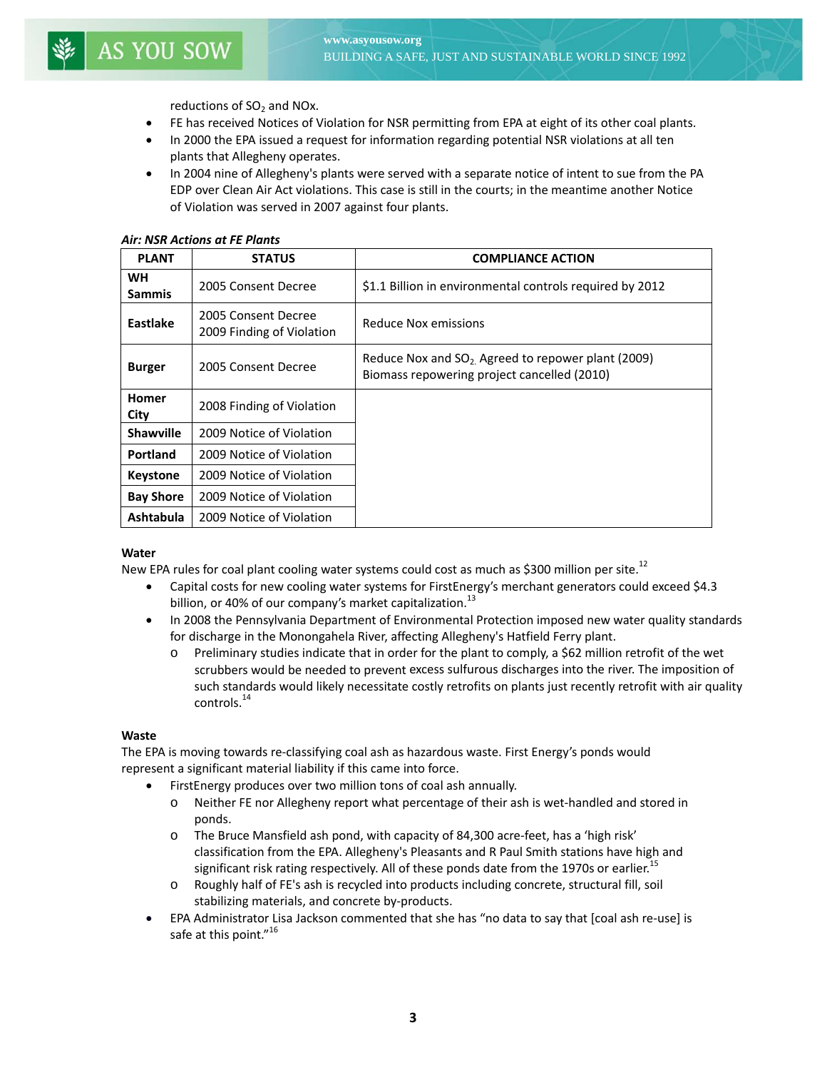reductions of $SO_2$ and NOx.

- FE has received Notices of Violation for NSR permitting from EPA at eight of its other coal plants.
- In 2000 the EPA issued a request for information regarding potential NSR violations at all ten plants that Allegheny operates.
- In 2004 nine of Allegheny's plants were served with a separate notice of intent to sue from the PA EDP over Clean Air Act violations. This case is still in the courts; in the meantime another Notice of Violation was served in 2007 against four plants.

***Air: NSR Actions at FE Plants***

| PLANT | STATUS | COMPLIANCE ACTION |
|---|---|---|
| **WH Sammis** | 2005 Consent Decree | $1.1 Billion in environmental controls required by 2012 |
| **Eastlake** | 2005 Consent Decree<br>2009 Finding of Violation | Reduce Nox emissions |
| **Burger** | 2005 Consent Decree | Reduce Nox and $SO_2$. Agreed to repower plant (2009)<br>Biomass repowering project cancelled (2010) |
| **Homer City** | 2008 Finding of Violation | |
| **Shawville** | 2009 Notice of Violation | |
| **Portland** | 2009 Notice of Violation | |
| **Keystone** | 2009 Notice of Violation | |
| **Bay Shore** | 2009 Notice of Violation | |
| **Ashtabula** | 2009 Notice of Violation | |

**Water**

New EPA rules for coal plant cooling water systems could cost as much as $300 million per site.[12]

- Capital costs for new cooling water systems for FirstEnergy's merchant generators could exceed $4.3 billion, or 40% of our company's market capitalization.[13]
- In 2008 the Pennsylvania Department of Environmental Protection imposed new water quality standards for discharge in the Monongahela River, affecting Allegheny's Hatfield Ferry plant.
  - Preliminary studies indicate that in order for the plant to comply, a $62 million retrofit of the wet scrubbers would be needed to prevent excess sulfurous discharges into the river. The imposition of such standards would likely necessitate costly retrofits on plants just recently retrofit with air quality controls.[14]

**Waste**

The EPA is moving towards re-classifying coal ash as hazardous waste. First Energy's ponds would represent a significant material liability if this came into force.

- FirstEnergy produces over two million tons of coal ash annually.
  - Neither FE nor Allegheny report what percentage of their ash is wet-handled and stored in ponds.
  - The Bruce Mansfield ash pond, with capacity of 84,300 acre-feet, has a 'high risk' classification from the EPA. Allegheny's Pleasants and R Paul Smith stations have high and significant risk rating respectively. All of these ponds date from the 1970s or earlier.[15]
  - Roughly half of FE's ash is recycled into products including concrete, structural fill, soil stabilizing materials, and concrete by-products.
- EPA Administrator Lisa Jackson commented that she has "no data to say that [coal ash re-use] is safe at this point."[16]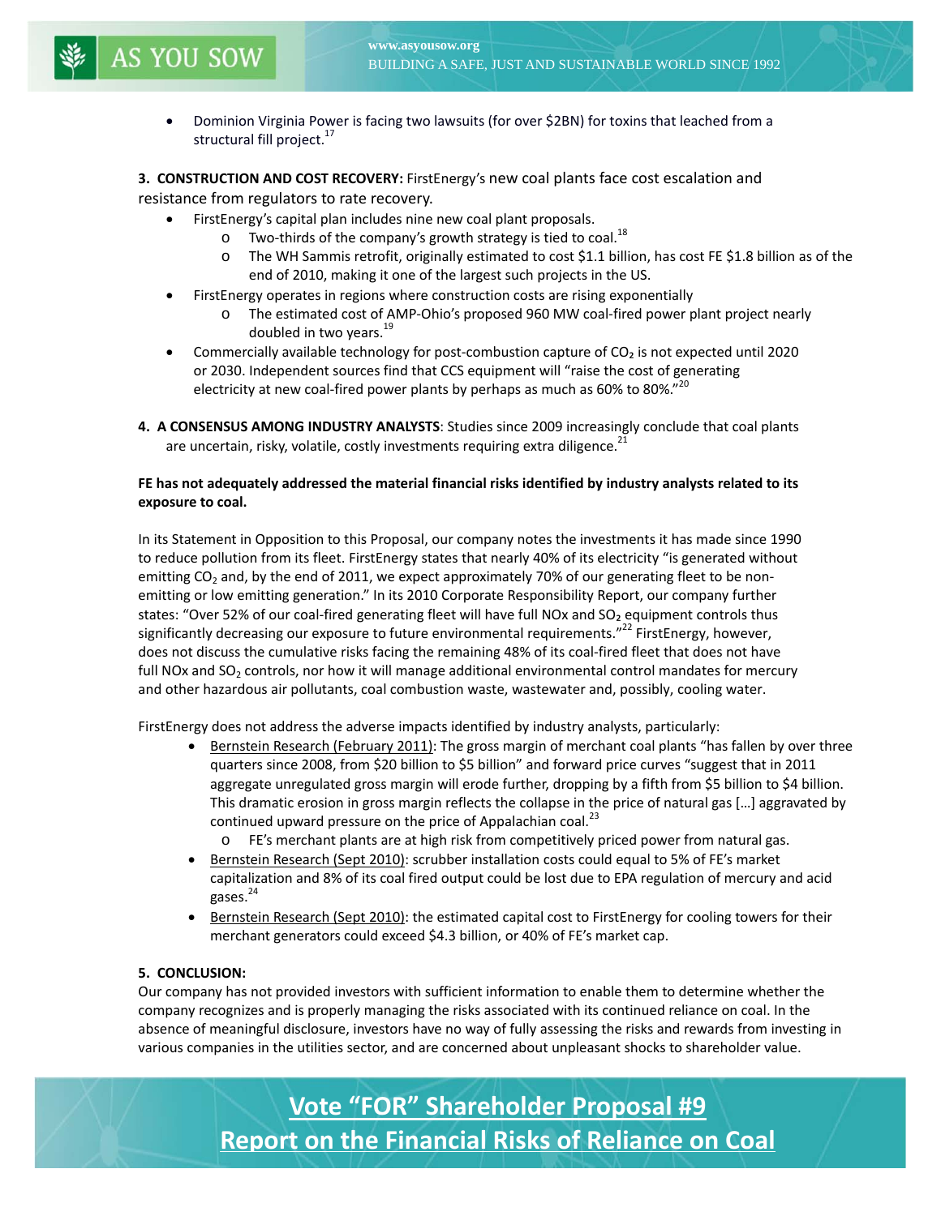- Dominion Virginia Power is facing two lawsuits (for over $2BN) for toxins that leached from a structural fill project.[17]

**3. CONSTRUCTION AND COST RECOVERY:** FirstEnergy's new coal plants face cost escalation and resistance from regulators to rate recovery.

- FirstEnergy's capital plan includes nine new coal plant proposals.
  - Two-thirds of the company's growth strategy is tied to coal.[18]
  - The WH Sammis retrofit, originally estimated to cost $1.1 billion, has cost FE $1.8 billion as of the end of 2010, making it one of the largest such projects in the US.
- FirstEnergy operates in regions where construction costs are rising exponentially
  - The estimated cost of AMP-Ohio's proposed 960 MW coal-fired power plant project nearly doubled in two years.[19]
- Commercially available technology for post-combustion capture of $CO_2$ is not expected until 2020 or 2030. Independent sources find that CCS equipment will "raise the cost of generating electricity at new coal-fired power plants by perhaps as much as 60% to 80%."[20]

**4. A CONSENSUS AMONG INDUSTRY ANALYSTS**: Studies since 2009 increasingly conclude that coal plants are uncertain, risky, volatile, costly investments requiring extra diligence.[21]

**FE has not adequately addressed the material financial risks identified by industry analysts related to its exposure to coal.**

In its Statement in Opposition to this Proposal, our company notes the investments it has made since 1990 to reduce pollution from its fleet. FirstEnergy states that nearly 40% of its electricity "is generated without emitting $CO_2$ and, by the end of 2011, we expect approximately 70% of our generating fleet to be non-emitting or low emitting generation." In its 2010 Corporate Responsibility Report, our company further states: "Over 52% of our coal-fired generating fleet will have full NOx and $SO_2$ equipment controls thus significantly decreasing our exposure to future environmental requirements."[22] FirstEnergy, however, does not discuss the cumulative risks facing the remaining 48% of its coal-fired fleet that does not have full NOx and $SO_2$ controls, nor how it will manage additional environmental control mandates for mercury and other hazardous air pollutants, coal combustion waste, wastewater and, possibly, cooling water.

FirstEnergy does not address the adverse impacts identified by industry analysts, particularly:

- Bernstein Research (February 2011): The gross margin of merchant coal plants "has fallen by over three quarters since 2008, from $20 billion to $5 billion" and forward price curves "suggest that in 2011 aggregate unregulated gross margin will erode further, dropping by a fifth from $5 billion to $4 billion. This dramatic erosion in gross margin reflects the collapse in the price of natural gas […] aggravated by continued upward pressure on the price of Appalachian coal.[23]
  - FE's merchant plants are at high risk from competitively priced power from natural gas.
- Bernstein Research (Sept 2010): scrubber installation costs could equal to 5% of FE's market capitalization and 8% of its coal fired output could be lost due to EPA regulation of mercury and acid gases.[24]
- Bernstein Research (Sept 2010): the estimated capital cost to FirstEnergy for cooling towers for their merchant generators could exceed $4.3 billion, or 40% of FE's market cap.

**5. CONCLUSION:**

Our company has not provided investors with sufficient information to enable them to determine whether the company recognizes and is properly managing the risks associated with its continued reliance on coal. In the absence of meaningful disclosure, investors have no way of fully assessing the risks and rewards from investing in various companies in the utilities sector, and are concerned about unpleasant shocks to shareholder value.

**Vote "FOR" Shareholder Proposal #9**
**Report on the Financial Risks of Reliance on Coal**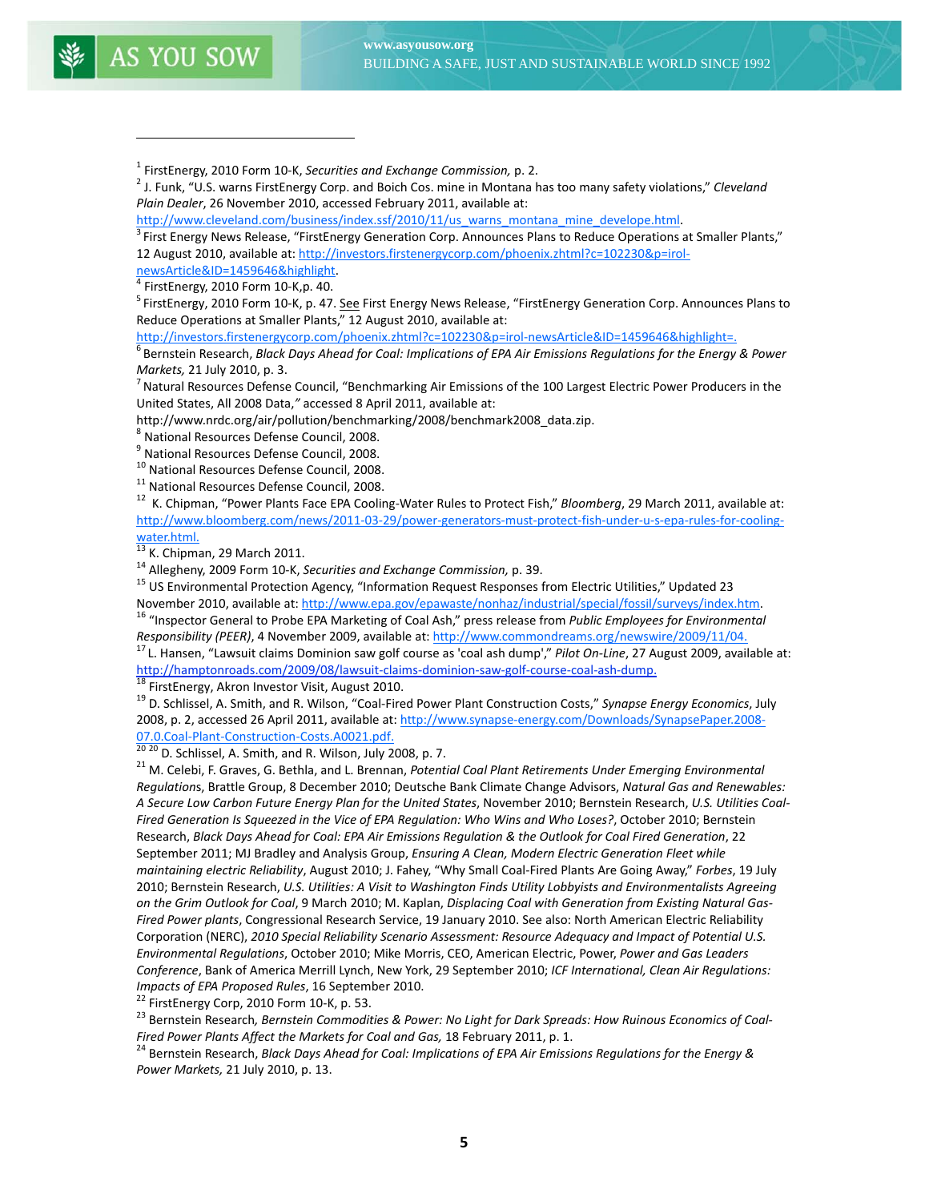[1] FirstEnergy, 2010 Form 10-K, *Securities and Exchange Commission,* p. 2.

[2] J. Funk, "U.S. warns FirstEnergy Corp. and Boich Cos. mine in Montana has too many safety violations," *Cleveland Plain Dealer*, 26 November 2010, accessed February 2011, available at: http://www.cleveland.com/business/index.ssf/2010/11/us_warns_montana_mine_develope.html.

[3] First Energy News Release, "FirstEnergy Generation Corp. Announces Plans to Reduce Operations at Smaller Plants," 12 August 2010, available at: http://investors.firstenergycorp.com/phoenix.zhtml?c=102230&p=irol-newsArticle&ID=1459646&highlight.

[4] FirstEnergy, 2010 Form 10-K,p. 40.

[5] FirstEnergy, 2010 Form 10-K, p. 47. See First Energy News Release, "FirstEnergy Generation Corp. Announces Plans to Reduce Operations at Smaller Plants," 12 August 2010, available at: http://investors.firstenergycorp.com/phoenix.zhtml?c=102230&p=irol-newsArticle&ID=1459646&highlight=.

[6] Bernstein Research, *Black Days Ahead for Coal: Implications of EPA Air Emissions Regulations for the Energy & Power Markets,* 21 July 2010, p. 3.

[7] Natural Resources Defense Council, "Benchmarking Air Emissions of the 100 Largest Electric Power Producers in the United States, All 2008 Data,*"* accessed 8 April 2011, available at: http://www.nrdc.org/air/pollution/benchmarking/2008/benchmark2008_data.zip.

[8] National Resources Defense Council, 2008.

[9] National Resources Defense Council, 2008.

[10] National Resources Defense Council, 2008.

[11] National Resources Defense Council, 2008.

[12] K. Chipman, "Power Plants Face EPA Cooling-Water Rules to Protect Fish," *Bloomberg*, 29 March 2011, available at: http://www.bloomberg.com/news/2011-03-29/power-generators-must-protect-fish-under-u-s-epa-rules-for-cooling-water.html.

[13] K. Chipman, 29 March 2011.

[14] Allegheny, 2009 Form 10-K, *Securities and Exchange Commission,* p. 39.

[15] US Environmental Protection Agency, "Information Request Responses from Electric Utilities," Updated 23 November 2010, available at: http://www.epa.gov/epawaste/nonhaz/industrial/special/fossil/surveys/index.htm.

[16] "Inspector General to Probe EPA Marketing of Coal Ash," press release from *Public Employees for Environmental Responsibility (PEER)*, 4 November 2009, available at: http://www.commondreams.org/newswire/2009/11/04.

[17] L. Hansen, "Lawsuit claims Dominion saw golf course as 'coal ash dump'," *Pilot On-Line*, 27 August 2009, available at: http://hamptonroads.com/2009/08/lawsuit-claims-dominion-saw-golf-course-coal-ash-dump.

[18] FirstEnergy, Akron Investor Visit, August 2010.

[19] D. Schlissel, A. Smith, and R. Wilson, "Coal-Fired Power Plant Construction Costs," *Synapse Energy Economics*, July 2008, p. 2, accessed 26 April 2011, available at: http://www.synapse-energy.com/Downloads/SynapsePaper.2008-07.0.Coal-Plant-Construction-Costs.A0021.pdf.

[20] [20] D. Schlissel, A. Smith, and R. Wilson, July 2008, p. 7.

[21] M. Celebi, F. Graves, G. Bethla, and L. Brennan, *Potential Coal Plant Retirements Under Emerging Environmental Regulation*s, Brattle Group, 8 December 2010; Deutsche Bank Climate Change Advisors, *Natural Gas and Renewables: A Secure Low Carbon Future Energy Plan for the United States*, November 2010; Bernstein Research, *U.S. Utilities Coal-Fired Generation Is Squeezed in the Vice of EPA Regulation: Who Wins and Who Loses?*, October 2010; Bernstein Research, *Black Days Ahead for Coal: EPA Air Emissions Regulation & the Outlook for Coal Fired Generation*, 22 September 2011; MJ Bradley and Analysis Group, *Ensuring A Clean, Modern Electric Generation Fleet while maintaining electric Reliability*, August 2010; J. Fahey, "Why Small Coal-Fired Plants Are Going Away," *Forbes*, 19 July 2010; Bernstein Research, *U.S. Utilities: A Visit to Washington Finds Utility Lobbyists and Environmentalists Agreeing on the Grim Outlook for Coal*, 9 March 2010; M. Kaplan, *Displacing Coal with Generation from Existing Natural Gas-Fired Power plants*, Congressional Research Service, 19 January 2010. See also: North American Electric Reliability Corporation (NERC), *2010 Special Reliability Scenario Assessment: Resource Adequacy and Impact of Potential U.S. Environmental Regulations*, October 2010; Mike Morris, CEO, American Electric, Power, *Power and Gas Leaders Conference*, Bank of America Merrill Lynch, New York, 29 September 2010; *ICF International, Clean Air Regulations: Impacts of EPA Proposed Rules*, 16 September 2010.

[22] FirstEnergy Corp, 2010 10-K, p. 53.

[23] Bernstein Research*, Bernstein Commodities & Power: No Light for Dark Spreads: How Ruinous Economics of Coal-Fired Power Plants Affect the Markets for Coal and Gas,* 18 February 2011, p. 1.

[24] Bernstein Research, *Black Days Ahead for Coal: Implications of EPA Air Emissions Regulations for the Energy & Power Markets,* 21 July 2010, p. 13.